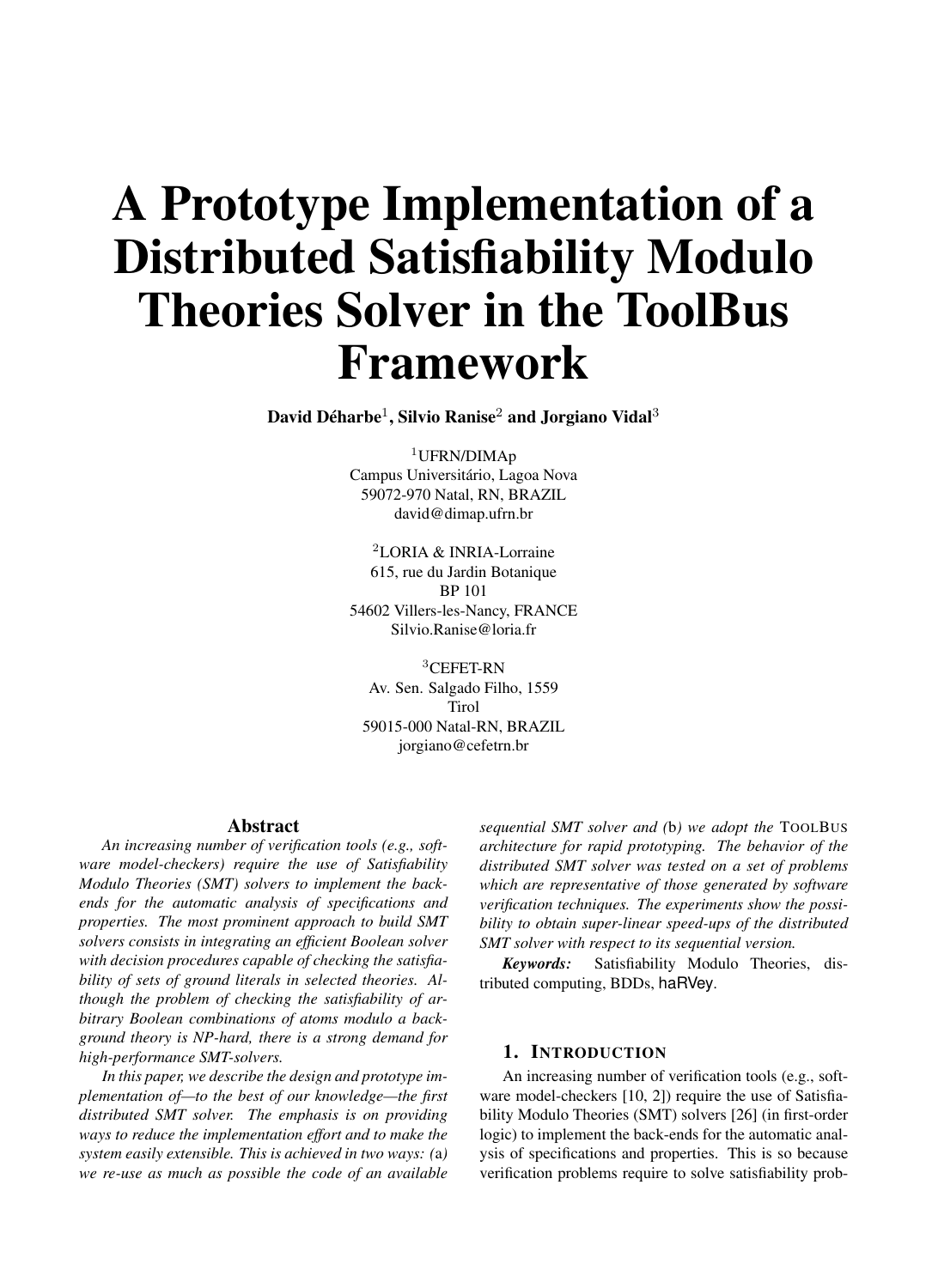# A Prototype Implementation of a Distributed Satisfiability Modulo Theories Solver in the ToolBus Framework

**David Déharbe[1], Silvio Ranise[2] and Jorgiano Vidal[3]**

[1]UFRN/DIMAp
Campus Universitário, Lagoa Nova
59072-970 Natal, RN, BRAZIL
david@dimap.ufrn.br

[2]LORIA & INRIA-Lorraine
615, rue du Jardin Botanique
BP 101
54602 Villers-les-Nancy, FRANCE
Silvio.Ranise@loria.fr

[3]CEFET-RN
Av. Sen. Salgado Filho, 1559
Tirol
59015-000 Natal-RN, BRAZIL
jorgiano@cefetrn.br

## Abstract

*An increasing number of verification tools (e.g., software model-checkers) require the use of Satisfiability Modulo Theories (SMT) solvers to implement the back-ends for the automatic analysis of specifications and properties. The most prominent approach to build SMT solvers consists in integrating an efficient Boolean solver with decision procedures capable of checking the satisfiability of sets of ground literals in selected theories. Although the problem of checking the satisfiability of arbitrary Boolean combinations of atoms modulo a background theory is NP-hard, there is a strong demand for high-performance SMT-solvers.*

*In this paper, we describe the design and prototype implementation of—to the best of our knowledge—the first distributed SMT solver. The emphasis is on providing ways to reduce the implementation effort and to make the system easily extensible. This is achieved in two ways: (*a*) we re-use as much as possible the code of an available sequential SMT solver and (*b*) we adopt the* ToolBus *architecture for rapid prototyping. The behavior of the distributed SMT solver was tested on a set of problems which are representative of those generated by software verification techniques. The experiments show the possibility to obtain super-linear speed-ups of the distributed SMT solver with respect to its sequential version.*

***Keywords:*** Satisfiability Modulo Theories, distributed computing, BDDs, haRVey.

## 1. Introduction

An increasing number of verification tools (e.g., software model-checkers [10, 2]) require the use of Satisfiability Modulo Theories (SMT) solvers [26] (in first-order logic) to implement the back-ends for the automatic analysis of specifications and properties. This is so because verification problems require to solve satisfiability prob-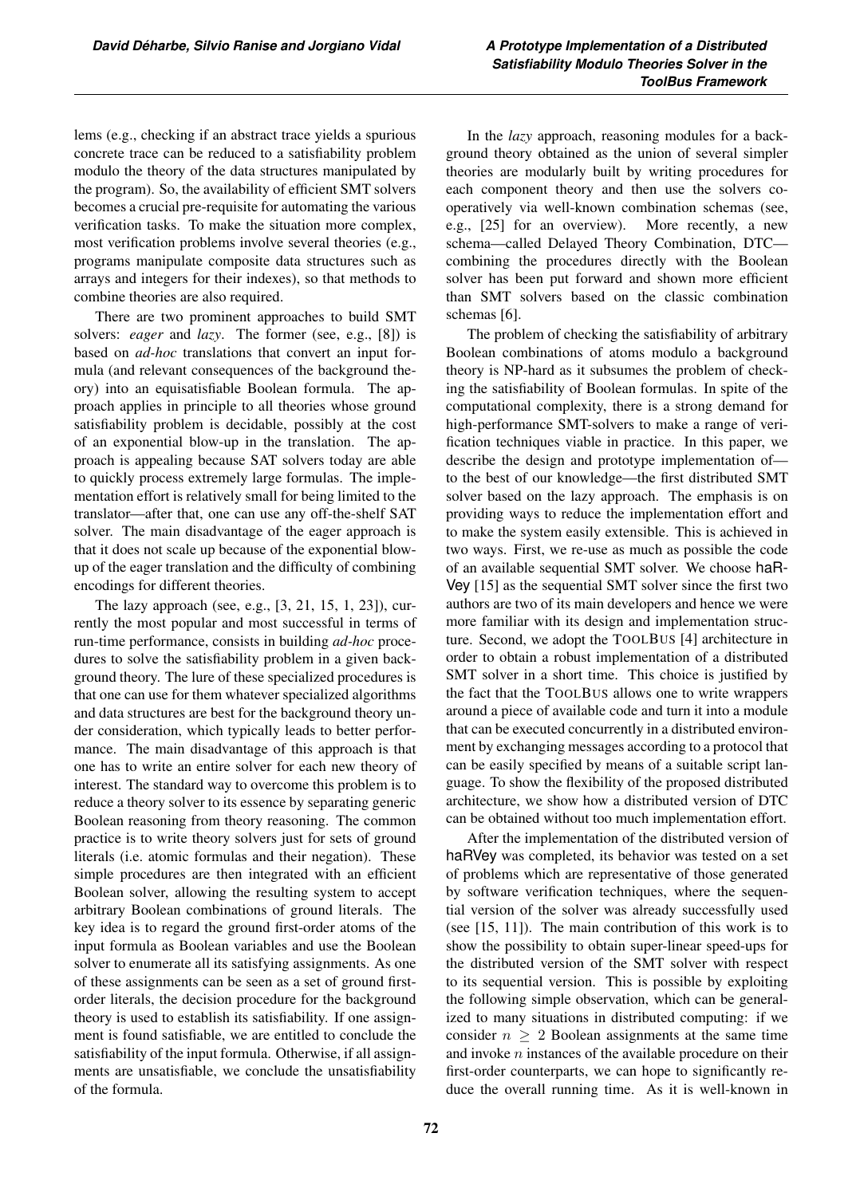lems (e.g., checking if an abstract trace yields a spurious concrete trace can be reduced to a satisfiability problem modulo the theory of the data structures manipulated by the program). So, the availability of efficient SMT solvers becomes a crucial pre-requisite for automating the various verification tasks. To make the situation more complex, most verification problems involve several theories (e.g., programs manipulate composite data structures such as arrays and integers for their indexes), so that methods to combine theories are also required.

There are two prominent approaches to build SMT solvers: *eager* and *lazy*. The former (see, e.g., [8]) is based on *ad-hoc* translations that convert an input formula (and relevant consequences of the background theory) into an equisatisfiable Boolean formula. The approach applies in principle to all theories whose ground satisfiability problem is decidable, possibly at the cost of an exponential blow-up in the translation. The approach is appealing because SAT solvers today are able to quickly process extremely large formulas. The implementation effort is relatively small for being limited to the translator—after that, one can use any off-the-shelf SAT solver. The main disadvantage of the eager approach is that it does not scale up because of the exponential blow-up of the eager translation and the difficulty of combining encodings for different theories.

The lazy approach (see, e.g., [3, 21, 15, 1, 23]), currently the most popular and most successful in terms of run-time performance, consists in building *ad-hoc* procedures to solve the satisfiability problem in a given background theory. The lure of these specialized procedures is that one can use for them whatever specialized algorithms and data structures are best for the background theory under consideration, which typically leads to better performance. The main disadvantage of this approach is that one has to write an entire solver for each new theory of interest. The standard way to overcome this problem is to reduce a theory solver to its essence by separating generic Boolean reasoning from theory reasoning. The common practice is to write theory solvers just for sets of ground literals (i.e. atomic formulas and their negation). These simple procedures are then integrated with an efficient Boolean solver, allowing the resulting system to accept arbitrary Boolean combinations of ground literals. The key idea is to regard the ground first-order atoms of the input formula as Boolean variables and use the Boolean solver to enumerate all its satisfying assignments. As one of these assignments can be seen as a set of ground first-order literals, the decision procedure for the background theory is used to establish its satisfiability. If one assignment is found satisfiable, we are entitled to conclude the satisfiability of the input formula. Otherwise, if all assignments are unsatisfiable, we conclude the unsatisfiability of the formula.

In the *lazy* approach, reasoning modules for a background theory obtained as the union of several simpler theories are modularly built by writing procedures for each component theory and then use the solvers cooperatively via well-known combination schemas (see, e.g., [25] for an overview). More recently, a new schema—called Delayed Theory Combination, DTC—combining the procedures directly with the Boolean solver has been put forward and shown more efficient than SMT solvers based on the classic combination schemas [6].

The problem of checking the satisfiability of arbitrary Boolean combinations of atoms modulo a background theory is NP-hard as it subsumes the problem of checking the satisfiability of Boolean formulas. In spite of the computational complexity, there is a strong demand for high-performance SMT-solvers to make a range of verification techniques viable in practice. In this paper, we describe the design and prototype implementation of—to the best of our knowledge—the first distributed SMT solver based on the lazy approach. The emphasis is on providing ways to reduce the implementation effort and to make the system easily extensible. This is achieved in two ways. First, we re-use as much as possible the code of an available sequential SMT solver. We choose haRVey [15] as the sequential SMT solver since the first two authors are two of its main developers and hence we were more familiar with its design and implementation structure. Second, we adopt the TOOLBUS [4] architecture in order to obtain a robust implementation of a distributed SMT solver in a short time. This choice is justified by the fact that the TOOLBUS allows one to write wrappers around a piece of available code and turn it into a module that can be executed concurrently in a distributed environment by exchanging messages according to a protocol that can be easily specified by means of a suitable script language. To show the flexibility of the proposed distributed architecture, we show how a distributed version of DTC can be obtained without too much implementation effort.

After the implementation of the distributed version of haRVey was completed, its behavior was tested on a set of problems which are representative of those generated by software verification techniques, where the sequential version of the solver was already successfully used (see [15, 11]). The main contribution of this work is to show the possibility to obtain super-linear speed-ups for the distributed version of the SMT solver with respect to its sequential version. This is possible by exploiting the following simple observation, which can be generalized to many situations in distributed computing: if we consider $n \geq 2$ Boolean assignments at the same time and invoke $n$ instances of the available procedure on their first-order counterparts, we can hope to significantly reduce the overall running time. As it is well-known in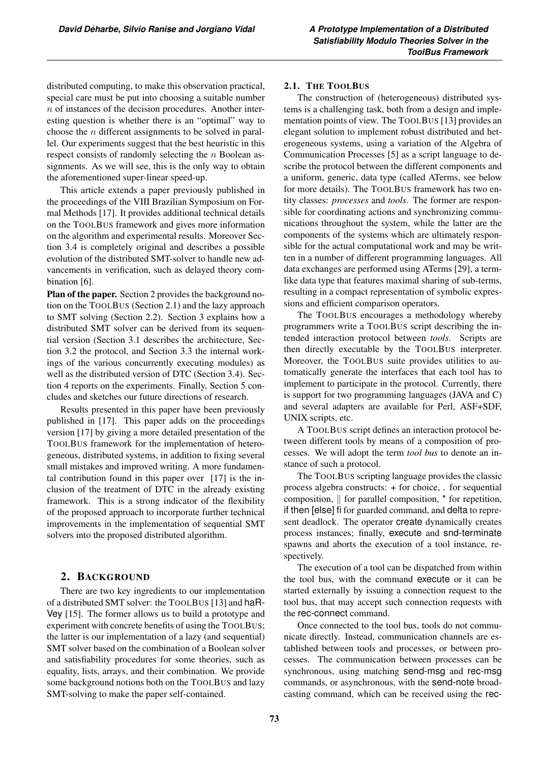distributed computing, to make this observation practical, special care must be put into choosing a suitable number $n$ of instances of the decision procedures. Another interesting question is whether there is an "optimal" way to choose the $n$ different assignments to be solved in parallel. Our experiments suggest that the best heuristic in this respect consists of randomly selecting the $n$ Boolean assignments. As we will see, this is the only way to obtain the aforementioned super-linear speed-up.

This article extends a paper previously published in the proceedings of the VIII Brazilian Symposium on Formal Methods [17]. It provides additional technical details on the TOOLBUS framework and gives more information on the algorithm and experimental results. Moreover Section 3.4 is completely original and describes a possible evolution of the distributed SMT-solver to handle new advancements in verification, such as delayed theory combination [6].

**Plan of the paper.** Section 2 provides the background notion on the TOOLBUS (Section 2.1) and the lazy approach to SMT solving (Section 2.2). Section 3 explains how a distributed SMT solver can be derived from its sequential version (Section 3.1 describes the architecture, Section 3.2 the protocol, and Section 3.3 the internal workings of the various concurrently executing modules) as well as the distributed version of DTC (Section 3.4). Section 4 reports on the experiments. Finally, Section 5 concludes and sketches our future directions of research.

Results presented in this paper have been previously published in [17]. This paper adds on the proceedings version [17] by giving a more detailed presentation of the TOOLBUS framework for the implementation of heterogeneous, distributed systems, in addition to fixing several small mistakes and improved writing. A more fundamental contribution found in this paper over [17] is the inclusion of the treatment of DTC in the already existing framework. This is a strong indicator of the flexibility of the proposed approach to incorporate further technical improvements in the implementation of sequential SMT solvers into the proposed distributed algorithm.

## 2. BACKGROUND

There are two key ingredients to our implementation of a distributed SMT solver: the TOOLBUS [13] and haRVey [15]. The former allows us to build a prototype and experiment with concrete benefits of using the TOOLBUS; the latter is our implementation of a lazy (and sequential) SMT solver based on the combination of a Boolean solver and satisfiability procedures for some theories, such as equality, lists, arrays, and their combination. We provide some background notions both on the TOOLBUS and lazy SMT-solving to make the paper self-contained.

### 2.1. THE TOOLBUS

The construction of (heterogeneous) distributed systems is a challenging task, both from a design and implementation points of view. The TOOLBUS [13] provides an elegant solution to implement robust distributed and heterogeneous systems, using a variation of the Algebra of Communication Processes [5] as a script language to describe the protocol between the different components and a uniform, generic, data type (called ATerms, see below for more details). The TOOLBUS framework has two entity classes: *processes* and *tools*. The former are responsible for coordinating actions and synchronizing communications throughout the system, while the latter are the components of the systems which are ultimately responsible for the actual computational work and may be written in a number of different programming languages. All data exchanges are performed using ATerms [29], a term-like data type that features maximal sharing of sub-terms, resulting in a compact representation of symbolic expressions and efficient comparison operators.

The TOOLBUS encourages a methodology whereby programmers write a TOOLBUS script describing the intended interaction protocol between *tools*. Scripts are then directly executable by the TOOLBUS interpreter. Moreover, the TOOLBUS suite provides utilities to automatically generate the interfaces that each tool has to implement to participate in the protocol. Currently, there is support for two programming languages (JAVA and C) and several adapters are available for Perl, ASF+SDF, UNIX scripts, etc.

A TOOLBUS script defines an interaction protocol between different tools by means of a composition of processes. We will adopt the term *tool bus* to denote an instance of such a protocol.

The TOOLBUS scripting language provides the classic process algebra constructs: + for choice, . for sequential composition, $\|$ for parallel composition, $^*$ for repetition, if then [else] fi for guarded command, and delta to represent deadlock. The operator create dynamically creates process instances; finally, execute and snd-terminate spawns and aborts the execution of a tool instance, respectively.

The execution of a tool can be dispatched from within the tool bus, with the command execute or it can be started externally by issuing a connection request to the tool bus, that may accept such connection requests with the rec-connect command.

Once connected to the tool bus, tools do not communicate directly. Instead, communication channels are established between tools and processes, or between processes. The communication between processes can be synchronous, using matching send-msg and rec-msg commands, or asynchronous, with the send-note broadcasting command, which can be received using the rec-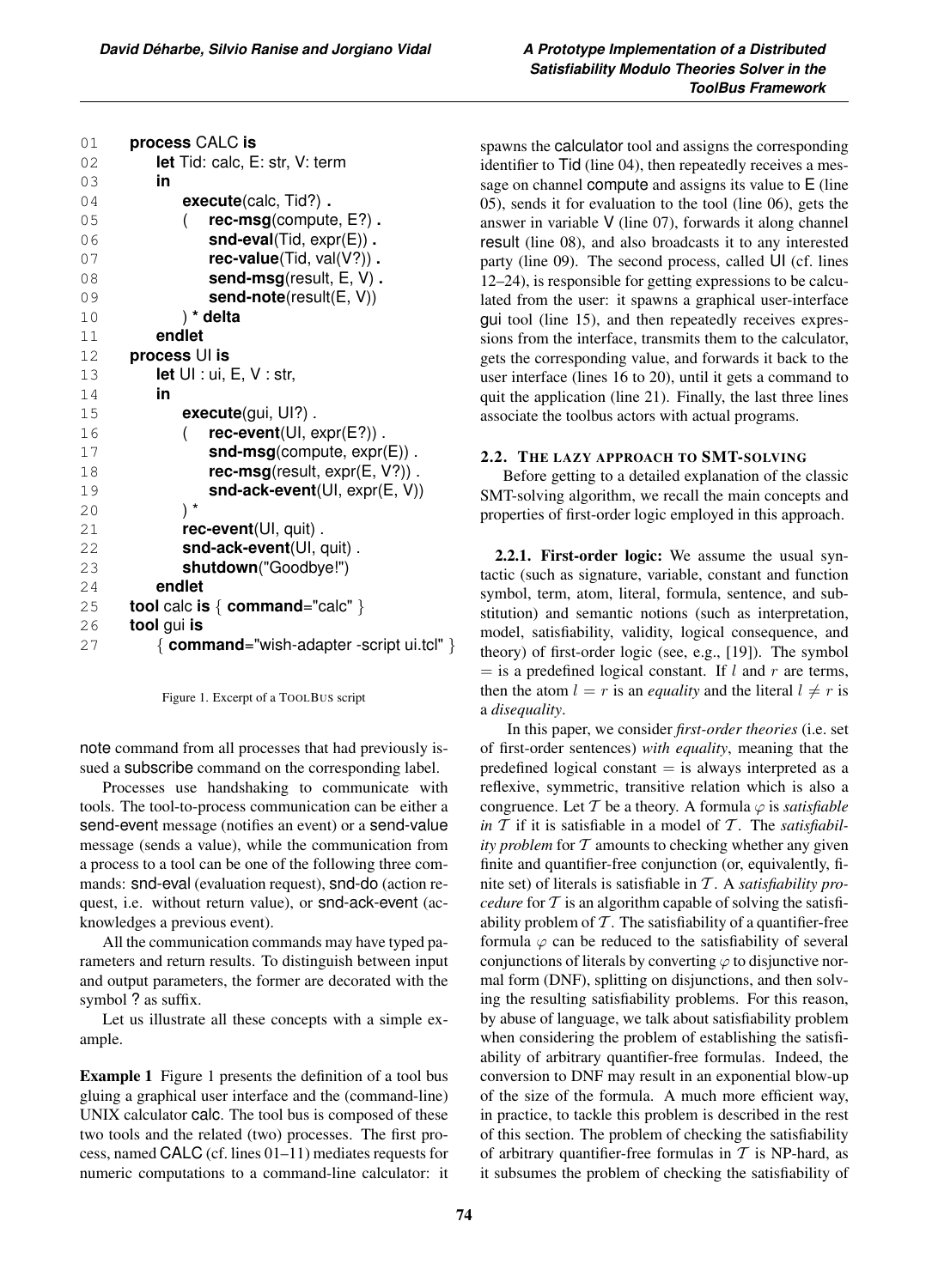```
01   process CALC is
02       let Tid: calc, E: str, V: term
03       in
04           execute(calc, Tid?) .
05           (   rec-msg(compute, E?) .
06               snd-eval(Tid, expr(E)) .
07               rec-value(Tid, val(V?)) .
08               send-msg(result, E, V) .
09               send-note(result(E, V))
10           ) * delta
11       endlet
12   process UI is
13       let UI : ui, E, V : str,
14       in
15           execute(gui, UI?) .
16           (   rec-event(UI, expr(E?)) .
17               snd-msg(compute, expr(E)) .
18               rec-msg(result, expr(E, V?)) .
19               snd-ack-event(UI, expr(E, V))
20           ) *
21           rec-event(UI, quit) .
22           snd-ack-event(UI, quit) .
23           shutdown("Goodbye!")
24       endlet
25   tool calc is { command="calc" }
26   tool gui is
27       { command="wish-adapter -script ui.tcl" }
```

Figure 1. Excerpt of a TOOLBUS script

note command from all processes that had previously issued a subscribe command on the corresponding label.

Processes use handshaking to communicate with tools. The tool-to-process communication can be either a send-event message (notifies an event) or a send-value message (sends a value), while the communication from a process to a tool can be one of the following three commands: snd-eval (evaluation request), snd-do (action request, i.e. without return value), or snd-ack-event (acknowledges a previous event).

All the communication commands may have typed parameters and return results. To distinguish between input and output parameters, the former are decorated with the symbol ? as suffix.

Let us illustrate all these concepts with a simple example.

**Example 1** Figure 1 presents the definition of a tool bus gluing a graphical user interface and the (command-line) UNIX calculator calc. The tool bus is composed of these two tools and the related (two) processes. The first process, named CALC (cf. lines 01–11) mediates requests for numeric computations to a command-line calculator: it spawns the calculator tool and assigns the corresponding identifier to Tid (line 04), then repeatedly receives a message on channel compute and assigns its value to E (line 05), sends it for evaluation to the tool (line 06), gets the answer in variable V (line 07), forwards it along channel result (line 08), and also broadcasts it to any interested party (line 09). The second process, called UI (cf. lines 12–24), is responsible for getting expressions to be calculated from the user: it spawns a graphical user-interface gui tool (line 15), and then repeatedly receives expressions from the interface, transmits them to the calculator, gets the corresponding value, and forwards it back to the user interface (lines 16 to 20), until it gets a command to quit the application (line 21). Finally, the last three lines associate the toolbus actors with actual programs.

## 2.2. The lazy approach to SMT-solving

Before getting to a detailed explanation of the classic SMT-solving algorithm, we recall the main concepts and properties of first-order logic employed in this approach.

### 2.2.1. First-order logic:

We assume the usual syntactic (such as signature, variable, constant and function symbol, term, atom, literal, formula, sentence, and substitution) and semantic notions (such as interpretation, model, satisfiability, validity, logical consequence, and theory) of first-order logic (see, e.g., [19]). The symbol $=$ is a predefined logical constant. If $l$ and $r$ are terms, then the atom $l = r$ is an *equality* and the literal $l \neq r$ is a *disequality*.

In this paper, we consider *first-order theories* (i.e. set of first-order sentences) *with equality*, meaning that the predefined logical constant $=$ is always interpreted as a reflexive, symmetric, transitive relation which is also a congruence. Let $\mathcal{T}$ be a theory. A formula $\varphi$ is *satisfiable in* $\mathcal{T}$ if it is satisfiable in a model of $\mathcal{T}$. The *satisfiability problem* for $\mathcal{T}$ amounts to checking whether any given finite and quantifier-free conjunction (or, equivalently, finite set) of literals is satisfiable in $\mathcal{T}$. A *satisfiability procedure* for $\mathcal{T}$ is an algorithm capable of solving the satisfiability problem of $\mathcal{T}$. The satisfiability of a quantifier-free formula $\varphi$ can be reduced to the satisfiability of several conjunctions of literals by converting $\varphi$ to disjunctive normal form (DNF), splitting on disjunctions, and then solving the resulting satisfiability problems. For this reason, by abuse of language, we talk about satisfiability problem when considering the problem of establishing the satisfiability of arbitrary quantifier-free formulas. Indeed, the conversion to DNF may result in an exponential blow-up of the size of the formula. A much more efficient way, in practice, to tackle this problem is described in the rest of this section. The problem of checking the satisfiability of arbitrary quantifier-free formulas in $\mathcal{T}$ is NP-hard, as it subsumes the problem of checking the satisfiability of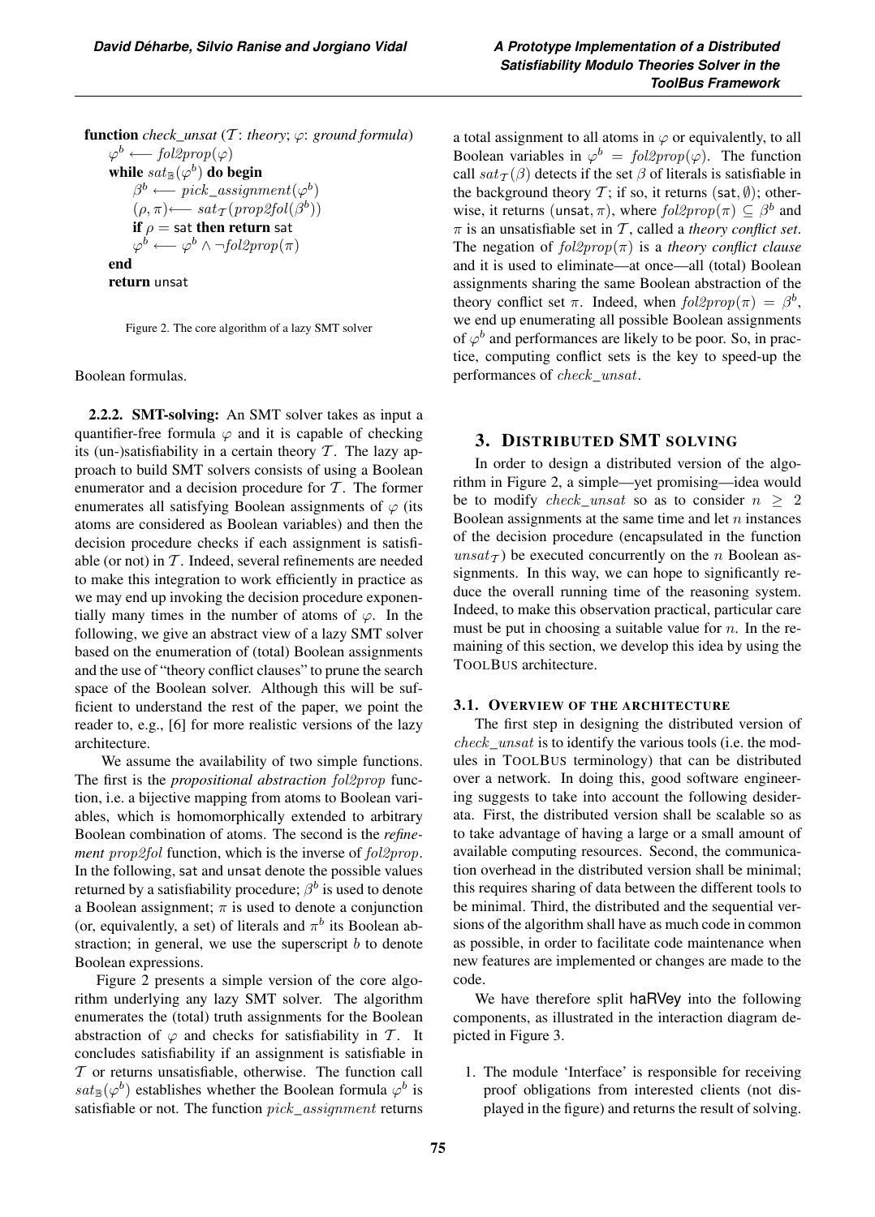```
function check_unsat (T: theory; φ: ground formula)
    φ^b ⟵ fol2prop(φ)
    while sat_B(φ^b) do begin
        β^b ⟵ pick_assignment(φ^b)
        (ρ, π) ⟵ sat_T(prop2fol(β^b))
        if ρ = sat then return sat
        φ^b ⟵ φ^b ∧ ¬fol2prop(π)
    end
    return unsat
```

Figure 2. The core algorithm of a lazy SMT solver

Boolean formulas.

**2.2.2. SMT-solving:** An SMT solver takes as input a quantifier-free formula $\varphi$ and it is capable of checking its (un-)satisfiability in a certain theory $\mathcal{T}$. The lazy approach to build SMT solvers consists of using a Boolean enumerator and a decision procedure for $\mathcal{T}$. The former enumerates all satisfying Boolean assignments of $\varphi$ (its atoms are considered as Boolean variables) and then the decision procedure checks if each assignment is satisfiable (or not) in $\mathcal{T}$. Indeed, several refinements are needed to make this integration to work efficiently in practice as we may end up invoking the decision procedure exponentially many times in the number of atoms of $\varphi$. In the following, we give an abstract view of a lazy SMT solver based on the enumeration of (total) Boolean assignments and the use of "theory conflict clauses" to prune the search space of the Boolean solver. Although this will be sufficient to understand the rest of the paper, we point the reader to, e.g., [6] for more realistic versions of the lazy architecture.

We assume the availability of two simple functions. The first is the *propositional abstraction* $fol2prop$ function, i.e. a bijective mapping from atoms to Boolean variables, which is homomorphically extended to arbitrary Boolean combination of atoms. The second is the *refinement* $prop2fol$ function, which is the inverse of $fol2prop$. In the following, sat and unsat denote the possible values returned by a satisfiability procedure; $\beta^b$ is used to denote a Boolean assignment; $\pi$ is used to denote a conjunction (or, equivalently, a set) of literals and $\pi^b$ its Boolean abstraction; in general, we use the superscript $b$ to denote Boolean expressions.

Figure 2 presents a simple version of the core algorithm underlying any lazy SMT solver. The algorithm enumerates the (total) truth assignments for the Boolean abstraction of $\varphi$ and checks for satisfiability in $\mathcal{T}$. It concludes satisfiability if an assignment is satisfiable in $\mathcal{T}$ or returns unsatisfiable, otherwise. The function call $sat_{\mathbb{B}}(\varphi^b)$ establishes whether the Boolean formula $\varphi^b$ is satisfiable or not. The function $pick\_assignment$ returns a total assignment to all atoms in $\varphi$ or equivalently, to all Boolean variables in $\varphi^b = fol2prop(\varphi)$. The function call $sat_{\mathcal{T}}(\beta)$ detects if the set $\beta$ of literals is satisfiable in the background theory $\mathcal{T}$; if so, it returns $(\mathsf{sat}, \emptyset)$; otherwise, it returns $(\mathsf{unsat}, \pi)$, where $fol2prop(\pi) \subseteq \beta^b$ and $\pi$ is an unsatisfiable set in $\mathcal{T}$, called a *theory conflict set*. The negation of $fol2prop(\pi)$ is a *theory conflict clause* and it is used to eliminate—at once—all (total) Boolean assignments sharing the same Boolean abstraction of the theory conflict set $\pi$. Indeed, when $fol2prop(\pi) = \beta^b$, we end up enumerating all possible Boolean assignments of $\varphi^b$ and performances are likely to be poor. So, in practice, computing conflict sets is the key to speed-up the performances of $check\_unsat$.

## 3. DISTRIBUTED SMT SOLVING

In order to design a distributed version of the algorithm in Figure 2, a simple—yet promising—idea would be to modify $check\_unsat$ so as to consider $n \geq 2$ Boolean assignments at the same time and let $n$ instances of the decision procedure (encapsulated in the function $unsat_{\mathcal{T}}$) be executed concurrently on the $n$ Boolean assignments. In this way, we can hope to significantly reduce the overall running time of the reasoning system. Indeed, to make this observation practical, particular care must be put in choosing a suitable value for $n$. In the remaining of this section, we develop this idea by using the TOOLBUS architecture.

### 3.1. OVERVIEW OF THE ARCHITECTURE

The first step in designing the distributed version of $check\_unsat$ is to identify the various tools (i.e. the modules in TOOLBUS terminology) that can be distributed over a network. In doing this, good software engineering suggests to take into account the following desiderata. First, the distributed version shall be scalable so as to take advantage of having a large or a small amount of available computing resources. Second, the communication overhead in the distributed version shall be minimal; this requires sharing of data between the different tools to be minimal. Third, the distributed and the sequential versions of the algorithm shall have as much code in common as possible, in order to facilitate code maintenance when new features are implemented or changes are made to the code.

We have therefore split haRVey into the following components, as illustrated in the interaction diagram depicted in Figure 3.

1. The module 'Interface' is responsible for receiving proof obligations from interested clients (not displayed in the figure) and returns the result of solving.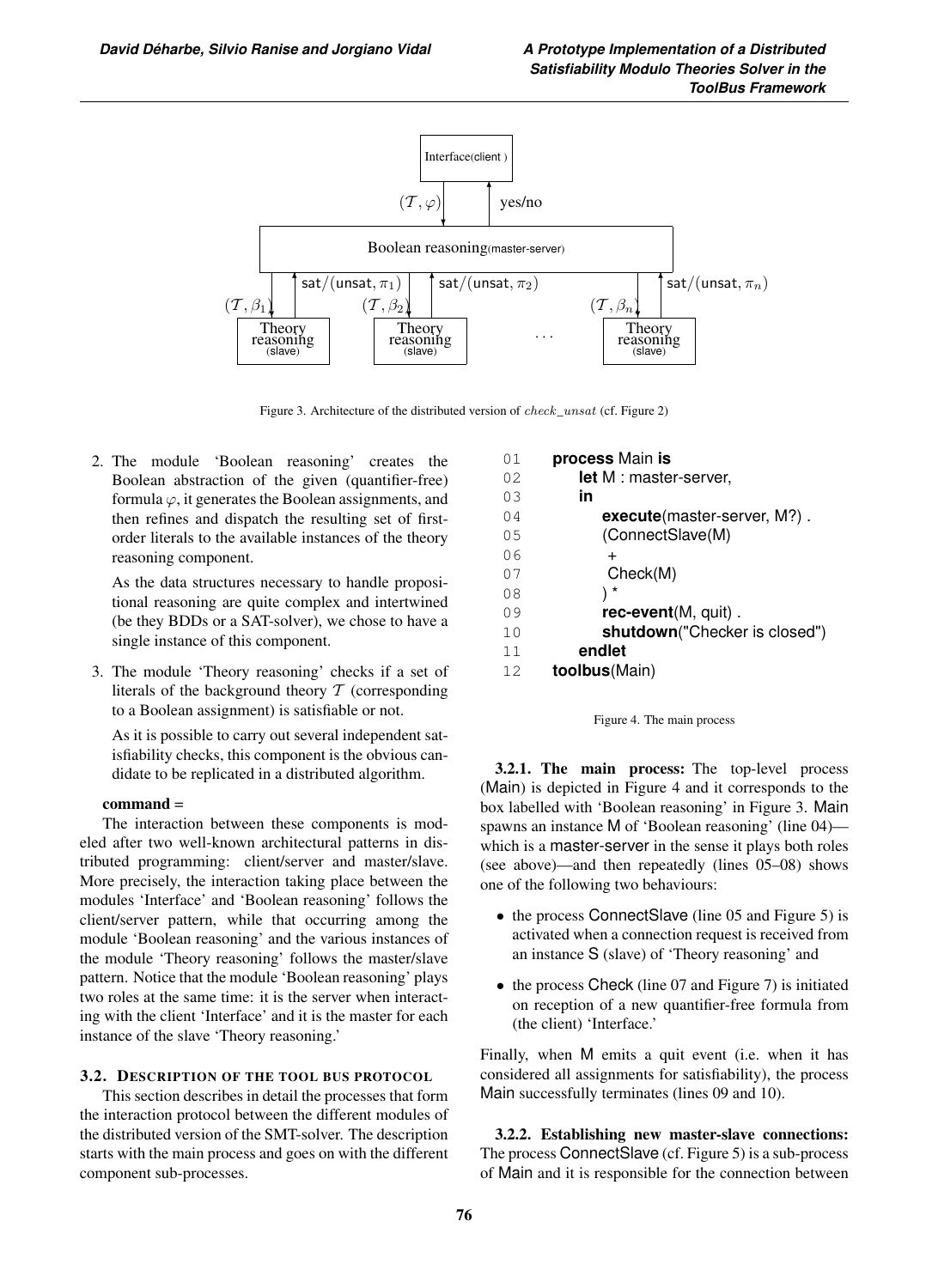Interface(client)

$(\mathcal{T}, \varphi)$ yes/no

Boolean reasoning(master-server)

$(\mathcal{T}, \beta_1)$ $\mathsf{sat}/(\mathsf{unsat}, \pi_1)$ $(\mathcal{T}, \beta_2)$ $\mathsf{sat}/(\mathsf{unsat}, \pi_2)$ $(\mathcal{T}, \beta_n)$ $\mathsf{sat}/(\mathsf{unsat}, \pi_n)$

Theory reasoning (slave) Theory reasoning (slave) ... Theory reasoning (slave)

Figure 3. Architecture of the distributed version of $check\_unsat$ (cf. Figure 2)

2. The module 'Boolean reasoning' creates the Boolean abstraction of the given (quantifier-free) formula $\varphi$, it generates the Boolean assignments, and then refines and dispatch the resulting set of first-order literals to the available instances of the theory reasoning component.

   As the data structures necessary to handle propositional reasoning are quite complex and intertwined (be they BDDs or a SAT-solver), we chose to have a single instance of this component.

3. The module 'Theory reasoning' checks if a set of literals of the background theory $\mathcal{T}$ (corresponding to a Boolean assignment) is satisfiable or not.

   As it is possible to carry out several independent satisfiability checks, this component is the obvious candidate to be replicated in a distributed algorithm.

**command =**

The interaction between these components is modeled after two well-known architectural patterns in distributed programming: client/server and master/slave. More precisely, the interaction taking place between the modules 'Interface' and 'Boolean reasoning' follows the client/server pattern, while that occurring among the module 'Boolean reasoning' and the various instances of the module 'Theory reasoning' follows the master/slave pattern. Notice that the module 'Boolean reasoning' plays two roles at the same time: it is the server when interacting with the client 'Interface' and it is the master for each instance of the slave 'Theory reasoning.'

### 3.2. Description of the tool bus protocol

This section describes in detail the processes that form the interaction protocol between the different modules of the distributed version of the SMT-solver. The description starts with the main process and goes on with the different component sub-processes.

```
01  process Main is
02      let M : master-server,
03      in
04          execute(master-server, M?) .
05          (ConnectSlave(M)
06           +
07           Check(M)
08          ) *
09          rec-event(M, quit) .
10          shutdown("Checker is closed")
11      endlet
12  toolbus(Main)
```

Figure 4. The main process

**3.2.1. The main process:** The top-level process (Main) is depicted in Figure 4 and it corresponds to the box labelled with 'Boolean reasoning' in Figure 3. Main spawns an instance M of 'Boolean reasoning' (line 04)—which is a master-server in the sense it plays both roles (see above)—and then repeatedly (lines 05–08) shows one of the following two behaviours:

- the process ConnectSlave (line 05 and Figure 5) is activated when a connection request is received from an instance S (slave) of 'Theory reasoning' and
- the process Check (line 07 and Figure 7) is initiated on reception of a new quantifier-free formula from (the client) 'Interface.'

Finally, when M emits a quit event (i.e. when it has considered all assignments for satisfiability), the process Main successfully terminates (lines 09 and 10).

**3.2.2. Establishing new master-slave connections:** The process ConnectSlave (cf. Figure 5) is a sub-process of Main and it is responsible for the connection between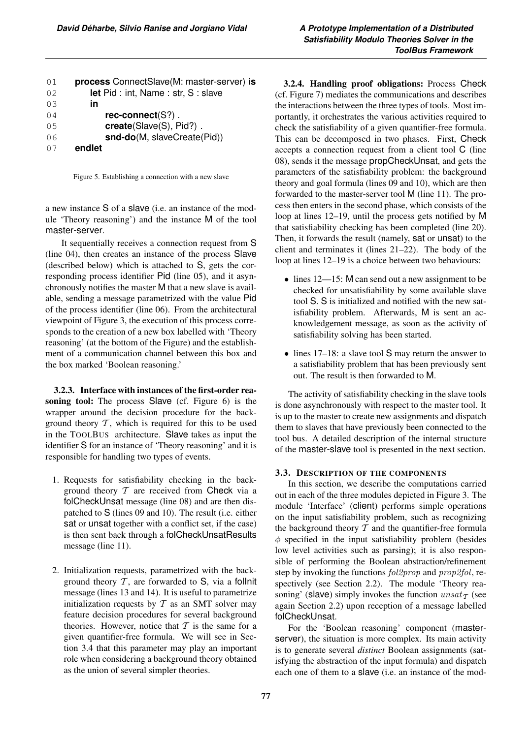```
01    process ConnectSlave(M: master-server) is
02        let Pid : int, Name : str, S : slave
03        in
04            rec-connect(S?) .
05            create(Slave(S), Pid?) .
06            snd-do(M, slaveCreate(Pid))
07    endlet
```

Figure 5. Establishing a connection with a new slave

a new instance S of a slave (i.e. an instance of the module 'Theory reasoning') and the instance M of the tool master-server.

It sequentially receives a connection request from S (line 04), then creates an instance of the process Slave (described below) which is attached to S, gets the corresponding process identifier Pid (line 05), and it asynchronously notifies the master M that a new slave is available, sending a message parametrized with the value Pid of the process identifier (line 06). From the architectural viewpoint of Figure 3, the execution of this process corresponds to the creation of a new box labelled with 'Theory reasoning' (at the bottom of the Figure) and the establishment of a communication channel between this box and the box marked 'Boolean reasoning.'

**3.2.3. Interface with instances of the first-order reasoning tool:** The process Slave (cf. Figure 6) is the wrapper around the decision procedure for the background theory $\mathcal{T}$, which is required for this to be used in the ToolBus architecture. Slave takes as input the identifier S for an instance of 'Theory reasoning' and it is responsible for handling two types of events.

1. Requests for satisfiability checking in the background theory $\mathcal{T}$ are received from Check via a folCheckUnsat message (line 08) and are then dispatched to S (lines 09 and 10). The result (i.e. either sat or unsat together with a conflict set, if the case) is then sent back through a folCheckUnsatResults message (line 11).

2. Initialization requests, parametrized with the background theory $\mathcal{T}$, are forwarded to S, via a folInit message (lines 13 and 14). It is useful to parametrize initialization requests by $\mathcal{T}$ as an SMT solver may feature decision procedures for several background theories. However, notice that $\mathcal{T}$ is the same for a given quantifier-free formula. We will see in Section 3.4 that this parameter may play an important role when considering a background theory obtained as the union of several simpler theories.

**3.2.4. Handling proof obligations:** Process Check (cf. Figure 7) mediates the communications and describes the interactions between the three types of tools. Most importantly, it orchestrates the various activities required to check the satisfiability of a given quantifier-free formula. This can be decomposed in two phases. First, Check accepts a connection request from a client tool C (line 08), sends it the message propCheckUnsat, and gets the parameters of the satisfiability problem: the background theory and goal formula (lines 09 and 10), which are then forwarded to the master-server tool M (line 11). The process then enters in the second phase, which consists of the loop at lines 12–19, until the process gets notified by M that satisfiability checking has been completed (line 20). Then, it forwards the result (namely, sat or unsat) to the client and terminates it (lines 21–22). The body of the loop at lines 12–19 is a choice between two behaviours:

- lines 12—15: M can send out a new assignment to be checked for unsatisfiability by some available slave tool S. S is initialized and notified with the new satisfiability problem. Afterwards, M is sent an acknowledgement message, as soon as the activity of satisfiability solving has been started.
- lines 17–18: a slave tool S may return the answer to a satisfiability problem that has been previously sent out. The result is then forwarded to M.

The activity of satisfiability checking in the slave tools is done asynchronously with respect to the master tool. It is up to the master to create new assignments and dispatch them to slaves that have previously been connected to the tool bus. A detailed description of the internal structure of the master-slave tool is presented in the next section.

### 3.3. Description of the components

In this section, we describe the computations carried out in each of the three modules depicted in Figure 3. The module 'Interface' (client) performs simple operations on the input satisfiability problem, such as recognizing the background theory $\mathcal{T}$ and the quantifier-free formula $\phi$ specified in the input satisfiability problem (besides low level activities such as parsing); it is also responsible of performing the Boolean abstraction/refinement step by invoking the functions $fol2prop$ and $prop2fol$, respectively (see Section 2.2). The module 'Theory reasoning' (slave) simply invokes the function $unsat_{\mathcal{T}}$ (see again Section 2.2) upon reception of a message labelled folCheckUnsat.

For the 'Boolean reasoning' component (master-server), the situation is more complex. Its main activity is to generate several *distinct* Boolean assignments (satisfying the abstraction of the input formula) and dispatch each one of them to a slave (i.e. an instance of the mod-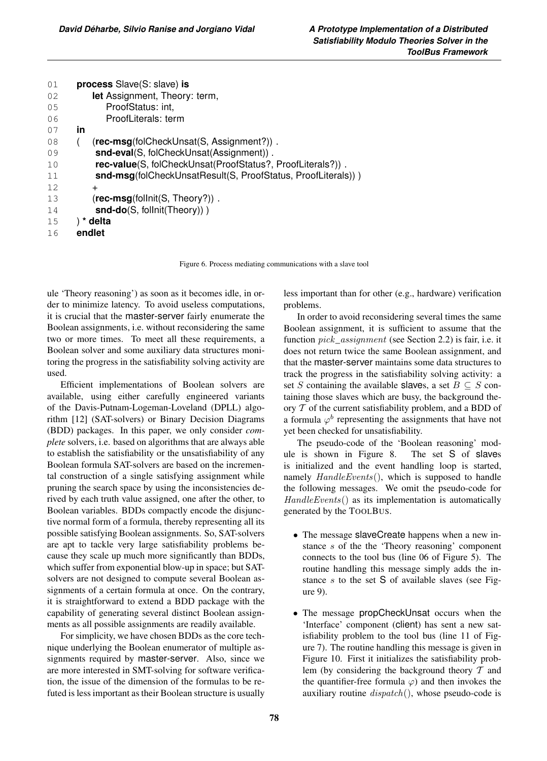```
01    process Slave(S: slave) is
02        let Assignment, Theory: term,
05            ProofStatus: int,
06            ProofLiterals: term
07    in
08    (   (rec-msg(folCheckUnsat(S, Assignment?)) .
09         snd-eval(S, folCheckUnsat(Assignment)) .
10         rec-value(S, folCheckUnsat(ProofStatus?, ProofLiterals?)) .
11         snd-msg(folCheckUnsatResult(S, ProofStatus, ProofLiterals)) )
12        +
13        (rec-msg(folInit(S, Theory?)) .
14         snd-do(S, folInit(Theory)) )
15    ) * delta
16    endlet
```

Figure 6. Process mediating communications with a slave tool

ule 'Theory reasoning') as soon as it becomes idle, in order to minimize latency. To avoid useless computations, it is crucial that the master-server fairly enumerate the Boolean assignments, i.e. without reconsidering the same two or more times. To meet all these requirements, a Boolean solver and some auxiliary data structures monitoring the progress in the satisfiability solving activity are used.

Efficient implementations of Boolean solvers are available, using either carefully engineered variants of the Davis-Putnam-Logeman-Loveland (DPLL) algorithm [12] (SAT-solvers) or Binary Decision Diagrams (BDD) packages. In this paper, we only consider *complete* solvers, i.e. based on algorithms that are always able to establish the satisfiability or the unsatisfiability of any Boolean formula SAT-solvers are based on the incremental construction of a single satisfying assignment while pruning the search space by using the inconsistencies derived by each truth value assigned, one after the other, to Boolean variables. BDDs compactly encode the disjunctive normal form of a formula, thereby representing all its possible satisfying Boolean assignments. So, SAT-solvers are apt to tackle very large satisfiability problems because they scale up much more significantly than BDDs, which suffer from exponential blow-up in space; but SAT-solvers are not designed to compute several Boolean assignments of a certain formula at once. On the contrary, it is straightforward to extend a BDD package with the capability of generating several distinct Boolean assignments as all possible assignments are readily available.

For simplicity, we have chosen BDDs as the core technique underlying the Boolean enumerator of multiple assignments required by master-server. Also, since we are more interested in SMT-solving for software verification, the issue of the dimension of the formulas to be refuted is less important as their Boolean structure is usually less important than for other (e.g., hardware) verification problems.

In order to avoid reconsidering several times the same Boolean assignment, it is sufficient to assume that the function $pick\_assignment$ (see Section 2.2) is fair, i.e. it does not return twice the same Boolean assignment, and that the master-server maintains some data structures to track the progress in the satisfiability solving activity: a set $S$ containing the available slaves, a set $B \subseteq S$ containing those slaves which are busy, the background theory $\mathcal{T}$ of the current satisfiability problem, and a BDD of a formula $\varphi^b$ representing the assignments that have not yet been checked for unsatisfiability.

The pseudo-code of the 'Boolean reasoning' module is shown in Figure 8. The set S of slaves is initialized and the event handling loop is started, namely $HandleEvents()$, which is supposed to handle the following messages. We omit the pseudo-code for $HandleEvents()$ as its implementation is automatically generated by the TOOLBUS.

- The message slaveCreate happens when a new instance $s$ of the the 'Theory reasoning' component connects to the tool bus (line 06 of Figure 5). The routine handling this message simply adds the instance $s$ to the set S of available slaves (see Figure 9).

- The message propCheckUnsat occurs when the 'Interface' component (client) has sent a new satisfiability problem to the tool bus (line 11 of Figure 7). The routine handling this message is given in Figure 10. First it initializes the satisfiability problem (by considering the background theory $\mathcal{T}$ and the quantifier-free formula $\varphi$) and then invokes the auxiliary routine $dispatch()$, whose pseudo-code is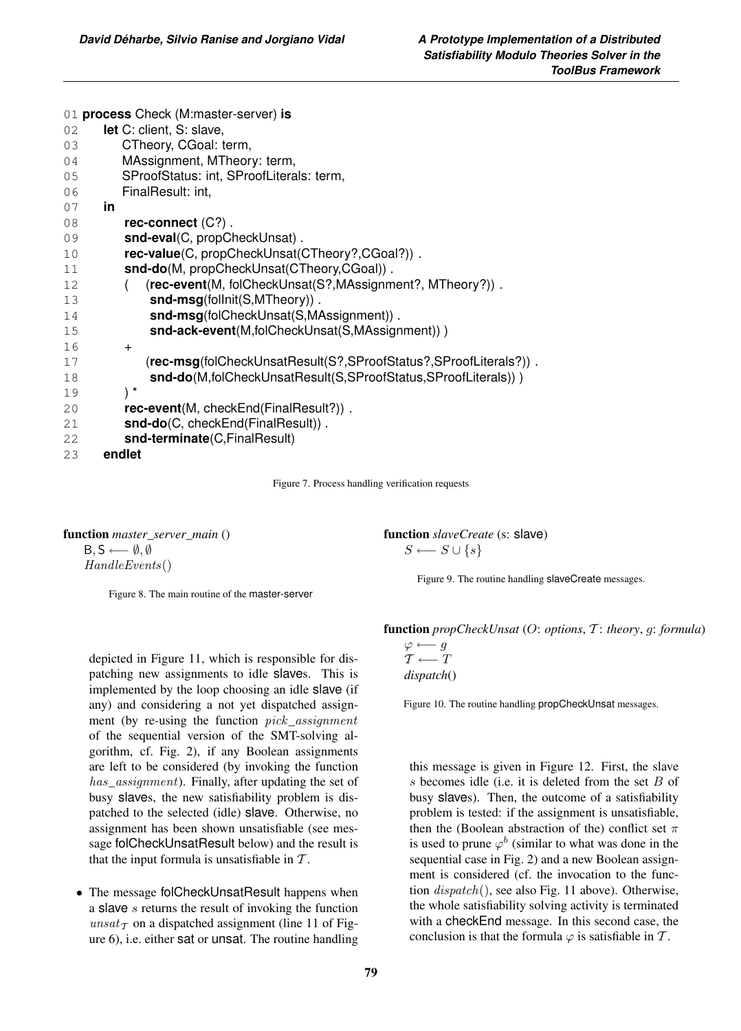```
01 process Check (M:master-server) is
02    let C: client, S: slave,
03        CTheory, CGoal: term,
04        MAssignment, MTheory: term,
05        SProofStatus: int, SProofLiterals: term,
06        FinalResult: int,
07    in
08        rec-connect (C?) .
09        snd-eval(C, propCheckUnsat) .
10        rec-value(C, propCheckUnsat(CTheory?,CGoal?)) .
11        snd-do(M, propCheckUnsat(CTheory,CGoal)) .
12        (   (rec-event(M, folCheckUnsat(S?,MAssignment?, MTheory?)) .
13             snd-msg(folInit(S,MTheory)) .
14             snd-msg(folCheckUnsat(S,MAssignment)) .
15             snd-ack-event(M,folCheckUnsat(S,MAssignment)) )
16          +
17            (rec-msg(folCheckUnsatResult(S?,SProofStatus?,SProofLiterals?)) .
18             snd-do(M,folCheckUnsatResult(S,SProofStatus,SProofLiterals)) )
19        ) *
20        rec-event(M, checkEnd(FinalResult?)) .
21        snd-do(C, checkEnd(FinalResult)) .
22        snd-terminate(C,FinalResult)
23    endlet
```

Figure 7. Process handling verification requests

**function** *master_server_main* ()
  B, S $\longleftarrow \emptyset, \emptyset$
  $HandleEvents()$

Figure 8. The main routine of the master-server

**function** *slaveCreate* (s: slave)
  $S \longleftarrow S \cup \{s\}$

Figure 9. The routine handling slaveCreate messages.

**function** *propCheckUnsat* ($O$: *options*, $\mathcal{T}$: *theory*, $g$: *formula*)
  $\varphi \longleftarrow g$
  $\mathcal{T} \longleftarrow T$
  *dispatch*()

Figure 10. The routine handling propCheckUnsat messages.

depicted in Figure 11, which is responsible for dispatching new assignments to idle slaves. This is implemented by the loop choosing an idle slave (if any) and considering a not yet dispatched assignment (by re-using the function $pick\_assignment$ of the sequential version of the SMT-solving algorithm, cf. Fig. 2), if any Boolean assignments are left to be considered (by invoking the function $has\_assignment$). Finally, after updating the set of busy slaves, the new satisfiability problem is dispatched to the selected (idle) slave. Otherwise, no assignment has been shown unsatisfiable (see message folCheckUnsatResult below) and the result is that the input formula is unsatisfiable in $\mathcal{T}$.

- The message folCheckUnsatResult happens when a slave $s$ returns the result of invoking the function $unsat_{\mathcal{T}}$ on a dispatched assignment (line 11 of Figure 6), i.e. either sat or unsat. The routine handling this message is given in Figure 12. First, the slave $s$ becomes idle (i.e. it is deleted from the set $B$ of busy slaves). Then, the outcome of a satisfiability problem is tested: if the assignment is unsatisfiable, then the (Boolean abstraction of the) conflict set $\pi$ is used to prune $\varphi^b$ (similar to what was done in the sequential case in Fig. 2) and a new Boolean assignment is considered (cf. the invocation to the function $dispatch()$, see also Fig. 11 above). Otherwise, the whole satisfiability solving activity is terminated with a checkEnd message. In this second case, the conclusion is that the formula $\varphi$ is satisfiable in $\mathcal{T}$.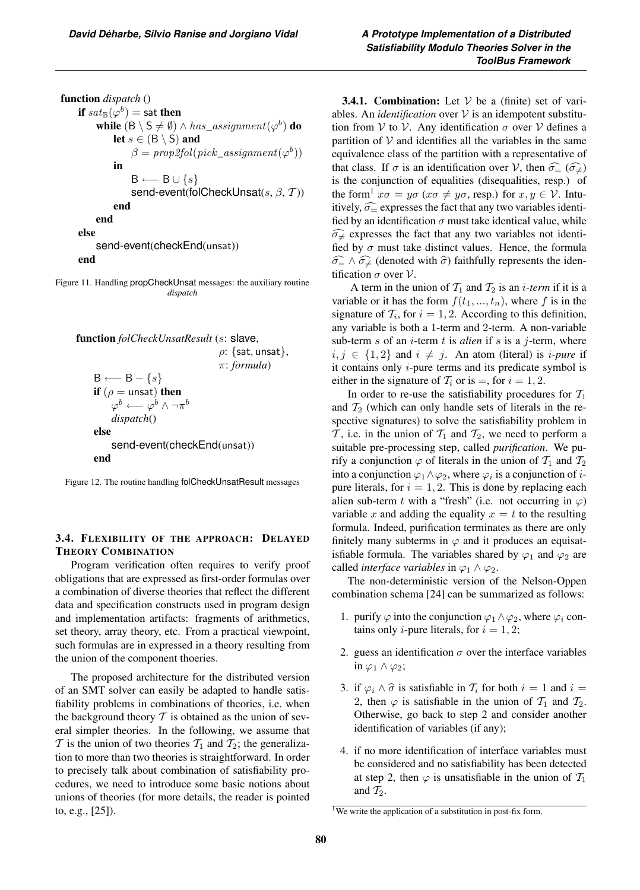```
function dispatch ()
    if sat_B(φ^b) = sat then
        while (B \ S ≠ ∅) ∧ has_assignment(φ^b) do
            let s ∈ (B \ S) and
                β = prop2fol(pick_assignment(φ^b))
            in
                B ⟵ B ∪ {s}
                send-event(folCheckUnsat(s, β, T))
            end
        end
    else
        send-event(checkEnd(unsat))
    end
```

Figure 11. Handling propCheckUnsat messages: the auxiliary routine *dispatch*

```
function folCheckUnsatResult (s: slave,
                              ρ: {sat, unsat},
                              π: formula)
    B ⟵ B − {s}
    if (ρ = unsat) then
        φ^b ⟵ φ^b ∧ ¬π^b
        dispatch()
    else
        send-event(checkEnd(unsat))
    end
```

Figure 12. The routine handling folCheckUnsatResult messages

### 3.4. Flexibility of the approach: Delayed Theory Combination

Program verification often requires to verify proof obligations that are expressed as first-order formulas over a combination of diverse theories that reflect the different data and specification constructs used in program design and implementation artifacts: fragments of arithmetics, set theory, array theory, etc. From a practical viewpoint, such formulas are in expressed in a theory resulting from the union of the component thoeries.

The proposed architecture for the distributed version of an SMT solver can easily be adapted to handle satisfiability problems in combinations of theories, i.e. when the background theory $\mathcal{T}$ is obtained as the union of several simpler theories. In the following, we assume that $\mathcal{T}$ is the union of two theories $\mathcal{T}_1$ and $\mathcal{T}_2$; the generalization to more than two theories is straightforward. In order to precisely talk about combination of satisfiability procedures, we need to introduce some basic notions about unions of theories (for more details, the reader is pointed to, e.g., [25]).

**3.4.1. Combination:** Let $\mathcal{V}$ be a (finite) set of variables. An *identification* over $\mathcal{V}$ is an idempotent substitution from $\mathcal{V}$ to $\mathcal{V}$. Any identification $\sigma$ over $\mathcal{V}$ defines a partition of $\mathcal{V}$ and identifies all the variables in the same equivalence class of the partition with a representative of that class. If $\sigma$ is an identification over $\mathcal{V}$, then $\widehat{\sigma_=}$ ($\widehat{\sigma_{\neq}}$) is the conjunction of equalities (disequalities, resp.) of the form[1] $x\sigma = y\sigma$ ($x\sigma \neq y\sigma$, resp.) for $x, y \in \mathcal{V}$. Intuitively, $\widehat{\sigma_=}$ expresses the fact that any two variables identified by an identification $\sigma$ must take identical value, while $\widehat{\sigma_{\neq}}$ expresses the fact that any two variables not identified by $\sigma$ must take distinct values. Hence, the formula $\widehat{\sigma_=} \wedge \widehat{\sigma_{\neq}}$ (denoted with $\widehat{\sigma}$) faithfully represents the identification $\sigma$ over $\mathcal{V}$.

A term in the union of $\mathcal{T}_1$ and $\mathcal{T}_2$ is an *i-term* if it is a variable or it has the form $f(t_1, ..., t_n)$, where $f$ is in the signature of $\mathcal{T}_i$, for $i = 1, 2$. According to this definition, any variable is both a 1-term and 2-term. A non-variable sub-term $s$ of an $i$-term $t$ is *alien* if $s$ is a $j$-term, where $i, j \in \{1, 2\}$ and $i \neq j$. An atom (literal) is *i-pure* if it contains only $i$-pure terms and its predicate symbol is either in the signature of $\mathcal{T}_i$ or is $=$, for $i = 1, 2$.

In order to re-use the satisfiability procedures for $\mathcal{T}_1$ and $\mathcal{T}_2$ (which can only handle sets of literals in the respective signatures) to solve the satisfiability problem in $\mathcal{T}$, i.e. in the union of $\mathcal{T}_1$ and $\mathcal{T}_2$, we need to perform a suitable pre-processing step, called *purification*. We purify a conjunction $\varphi$ of literals in the union of $\mathcal{T}_1$ and $\mathcal{T}_2$ into a conjunction $\varphi_1 \wedge \varphi_2$, where $\varphi_i$ is a conjunction of $i$-pure literals, for $i = 1, 2$. This is done by replacing each alien sub-term $t$ with a "fresh" (i.e. not occurring in $\varphi$) variable $x$ and adding the equality $x = t$ to the resulting formula. Indeed, purification terminates as there are only finitely many subterms in $\varphi$ and it produces an equisatisfiable formula. The variables shared by $\varphi_1$ and $\varphi_2$ are called *interface variables* in $\varphi_1 \wedge \varphi_2$.

The non-deterministic version of the Nelson-Oppen combination schema [24] can be summarized as follows:

1. purify $\varphi$ into the conjunction $\varphi_1 \wedge \varphi_2$, where $\varphi_i$ contains only $i$-pure literals, for $i = 1, 2$;
2. guess an identification $\sigma$ over the interface variables in $\varphi_1 \wedge \varphi_2$;
3. if $\varphi_i \wedge \widehat{\sigma}$ is satisfiable in $\mathcal{T}_i$ for both $i = 1$ and $i = 2$, then $\varphi$ is satisfiable in the union of $\mathcal{T}_1$ and $\mathcal{T}_2$. Otherwise, go back to step 2 and consider another identification of variables (if any);
4. if no more identification of interface variables must be considered and no satisfiability has been detected at step 2, then $\varphi$ is unsatisfiable in the union of $\mathcal{T}_1$ and $\mathcal{T}_2$.

[1] We write the application of a substitution in post-fix form.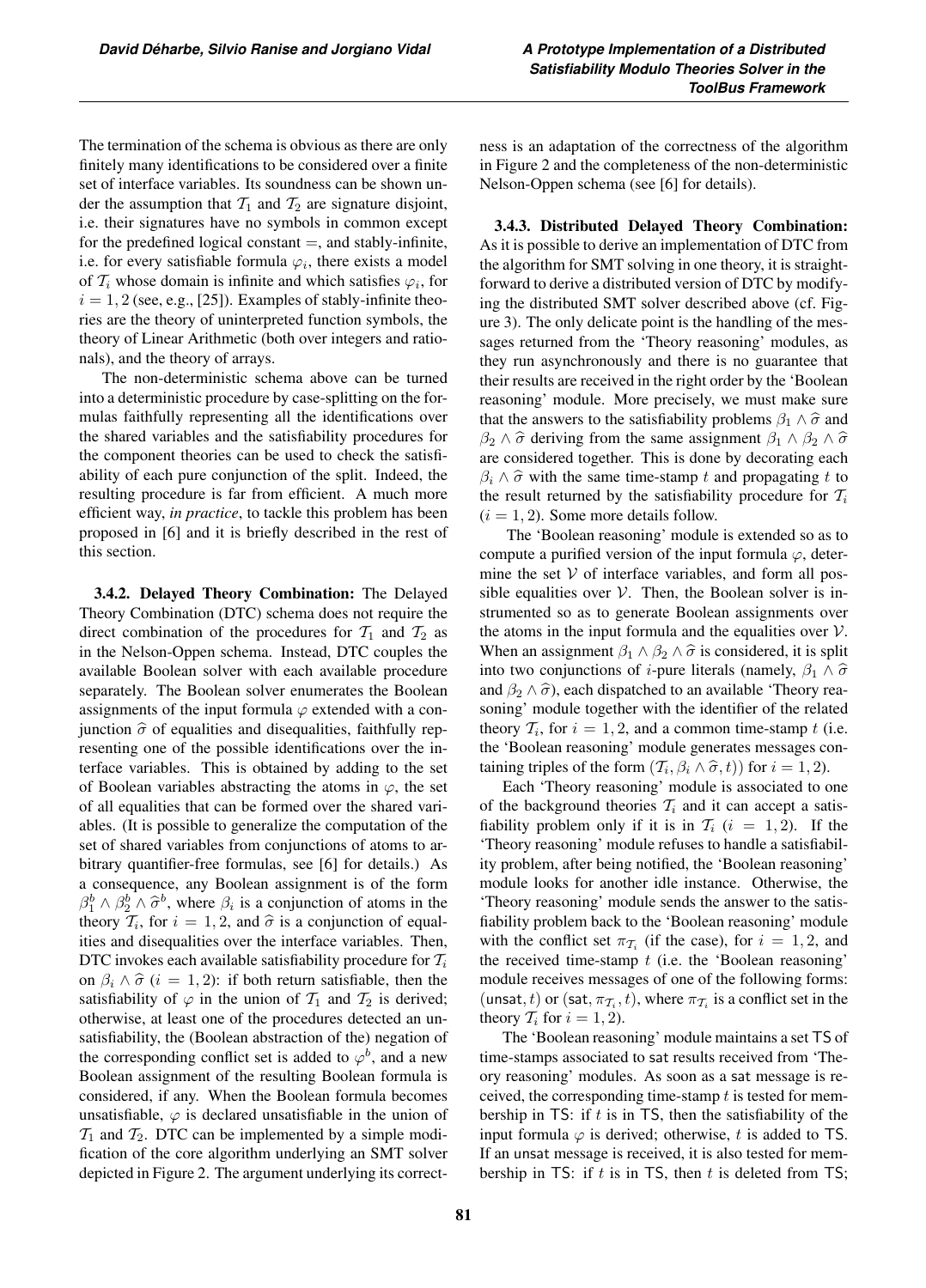The termination of the schema is obvious as there are only finitely many identifications to be considered over a finite set of interface variables. Its soundness can be shown under the assumption that $\mathcal{T}_1$ and $\mathcal{T}_2$ are signature disjoint, i.e. their signatures have no symbols in common except for the predefined logical constant $=$, and stably-infinite, i.e. for every satisfiable formula $\varphi_i$, there exists a model of $\mathcal{T}_i$ whose domain is infinite and which satisfies $\varphi_i$, for $i = 1, 2$ (see, e.g., [25]). Examples of stably-infinite theories are the theory of uninterpreted function symbols, the theory of Linear Arithmetic (both over integers and rationals), and the theory of arrays.

The non-deterministic schema above can be turned into a deterministic procedure by case-splitting on the formulas faithfully representing all the identifications over the shared variables and the satisfiability procedures for the component theories can be used to check the satisfiability of each pure conjunction of the split. Indeed, the resulting procedure is far from efficient. A much more efficient way, *in practice*, to tackle this problem has been proposed in [6] and it is briefly described in the rest of this section.

**3.4.2. Delayed Theory Combination:** The Delayed Theory Combination (DTC) schema does not require the direct combination of the procedures for $\mathcal{T}_1$ and $\mathcal{T}_2$ as in the Nelson-Oppen schema. Instead, DTC couples the available Boolean solver with each available procedure separately. The Boolean solver enumerates the Boolean assignments of the input formula $\varphi$ extended with a conjunction $\widehat{\sigma}$ of equalities and disequalities, faithfully representing one of the possible identifications over the interface variables. This is obtained by adding to the set of Boolean variables abstracting the atoms in $\varphi$, the set of all equalities that can be formed over the shared variables. (It is possible to generalize the computation of the set of shared variables from conjunctions of atoms to arbitrary quantifier-free formulas, see [6] for details.) As a consequence, any Boolean assignment is of the form $\beta_1^b \wedge \beta_2^b \wedge \widehat{\sigma}^b$, where $\beta_i$ is a conjunction of atoms in the theory $\mathcal{T}_i$, for $i = 1, 2$, and $\widehat{\sigma}$ is a conjunction of equalities and disequalities over the interface variables. Then, DTC invokes each available satisfiability procedure for $\mathcal{T}_i$ on $\beta_i \wedge \widehat{\sigma}$ $(i = 1, 2)$: if both return satisfiable, then the satisfiability of $\varphi$ in the union of $\mathcal{T}_1$ and $\mathcal{T}_2$ is derived; otherwise, at least one of the procedures detected an unsatisfiability, the (Boolean abstraction of the) negation of the corresponding conflict set is added to $\varphi^b$, and a new Boolean assignment of the resulting Boolean formula is considered, if any. When the Boolean formula becomes unsatisfiable, $\varphi$ is declared unsatisfiable in the union of $\mathcal{T}_1$ and $\mathcal{T}_2$. DTC can be implemented by a simple modification of the core algorithm underlying an SMT solver depicted in Figure 2. The argument underlying its correctness is an adaptation of the correctness of the algorithm in Figure 2 and the completeness of the non-deterministic Nelson-Oppen schema (see [6] for details).

**3.4.3. Distributed Delayed Theory Combination:** As it is possible to derive an implementation of DTC from the algorithm for SMT solving in one theory, it is straightforward to derive a distributed version of DTC by modifying the distributed SMT solver described above (cf. Figure 3). The only delicate point is the handling of the messages returned from the 'Theory reasoning' modules, as they run asynchronously and there is no guarantee that their results are received in the right order by the 'Boolean reasoning' module. More precisely, we must make sure that the answers to the satisfiability problems $\beta_1 \wedge \widehat{\sigma}$ and $\beta_2 \wedge \widehat{\sigma}$ deriving from the same assignment $\beta_1 \wedge \beta_2 \wedge \widehat{\sigma}$ are considered together. This is done by decorating each $\beta_i \wedge \widehat{\sigma}$ with the same time-stamp $t$ and propagating $t$ to the result returned by the satisfiability procedure for $\mathcal{T}_i$ $(i = 1, 2)$. Some more details follow.

The 'Boolean reasoning' module is extended so as to compute a purified version of the input formula $\varphi$, determine the set $\mathcal{V}$ of interface variables, and form all possible equalities over $\mathcal{V}$. Then, the Boolean solver is instrumented so as to generate Boolean assignments over the atoms in the input formula and the equalities over $\mathcal{V}$. When an assignment $\beta_1 \wedge \beta_2 \wedge \widehat{\sigma}$ is considered, it is split into two conjunctions of $i$-pure literals (namely, $\beta_1 \wedge \widehat{\sigma}$ and $\beta_2 \wedge \widehat{\sigma}$), each dispatched to an available 'Theory reasoning' module together with the identifier of the related theory $\mathcal{T}_i$, for $i = 1, 2$, and a common time-stamp $t$ (i.e. the 'Boolean reasoning' module generates messages containing triples of the form $(\mathcal{T}_i, \beta_i \wedge \widehat{\sigma}, t)$) for $i = 1, 2$).

Each 'Theory reasoning' module is associated to one of the background theories $\mathcal{T}_i$ and it can accept a satisfiability problem only if it is in $\mathcal{T}_i$ $(i = 1, 2)$. If the 'Theory reasoning' module refuses to handle a satisfiability problem, after being notified, the 'Boolean reasoning' module looks for another idle instance. Otherwise, the 'Theory reasoning' module sends the answer to the satisfiability problem back to the 'Boolean reasoning' module with the conflict set $\pi_{\mathcal{T}_i}$ (if the case), for $i = 1, 2$, and the received time-stamp $t$ (i.e. the 'Boolean reasoning' module receives messages of one of the following forms: $(\mathsf{unsat}, t)$ or $(\mathsf{sat}, \pi_{\mathcal{T}_i}, t)$, where $\pi_{\mathcal{T}_i}$ is a conflict set in the theory $\mathcal{T}_i$ for $i = 1, 2$).

The 'Boolean reasoning' module maintains a set $\mathsf{TS}$ of time-stamps associated to $\mathsf{sat}$ results received from 'Theory reasoning' modules. As soon as a $\mathsf{sat}$ message is received, the corresponding time-stamp $t$ is tested for membership in $\mathsf{TS}$: if $t$ is in $\mathsf{TS}$, then the satisfiability of the input formula $\varphi$ is derived; otherwise, $t$ is added to $\mathsf{TS}$. If an $\mathsf{unsat}$ message is received, it is also tested for membership in $\mathsf{TS}$: if $t$ is in $\mathsf{TS}$, then $t$ is deleted from $\mathsf{TS}$;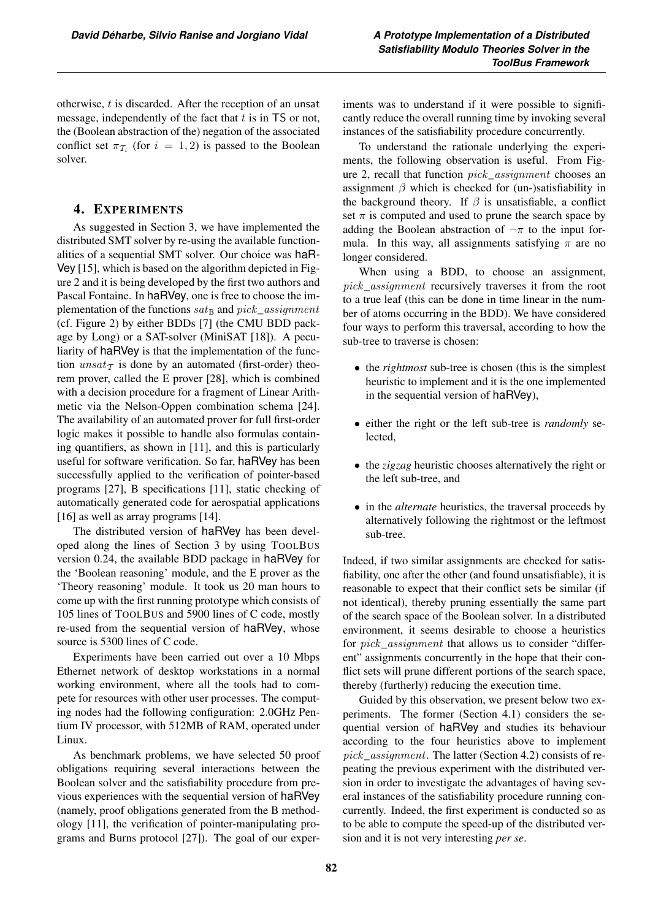otherwise, $t$ is discarded. After the reception of an unsat message, independently of the fact that $t$ is in TS or not, the (Boolean abstraction of the) negation of the associated conflict set $\pi_{\mathcal{T}_i}$ (for $i = 1, 2$) is passed to the Boolean solver.

## 4. Experiments

As suggested in Section 3, we have implemented the distributed SMT solver by re-using the available functionalities of a sequential SMT solver. Our choice was haRVey [15], which is based on the algorithm depicted in Figure 2 and it is being developed by the first two authors and Pascal Fontaine. In haRVey, one is free to choose the implementation of the functions $sat_{\mathbb{B}}$ and $pick\_assignment$ (cf. Figure 2) by either BDDs [7] (the CMU BDD package by Long) or a SAT-solver (MiniSAT [18]). A peculiarity of haRVey is that the implementation of the function $unsat_{\mathcal{T}}$ is done by an automated (first-order) theorem prover, called the E prover [28], which is combined with a decision procedure for a fragment of Linear Arithmetic via the Nelson-Oppen combination schema [24]. The availability of an automated prover for full first-order logic makes it possible to handle also formulas containing quantifiers, as shown in [11], and this is particularly useful for software verification. So far, haRVey has been successfully applied to the verification of pointer-based programs [27], B specifications [11], static checking of automatically generated code for aerospatial applications [16] as well as array programs [14].

The distributed version of haRVey has been developed along the lines of Section 3 by using ToolBus version 0.24, the available BDD package in haRVey for the 'Boolean reasoning' module, and the E prover as the 'Theory reasoning' module. It took us 20 man hours to come up with the first running prototype which consists of 105 lines of ToolBus and 5900 lines of C code, mostly re-used from the sequential version of haRVey, whose source is 5300 lines of C code.

Experiments have been carried out over a 10 Mbps Ethernet network of desktop workstations in a normal working environment, where all the tools had to compete for resources with other user processes. The computing nodes had the following configuration: 2.0GHz Pentium IV processor, with 512MB of RAM, operated under Linux.

As benchmark problems, we have selected 50 proof obligations requiring several interactions between the Boolean solver and the satisfiability procedure from previous experiences with the sequential version of haRVey (namely, proof obligations generated from the B methodology [11], the verification of pointer-manipulating programs and Burns protocol [27]). The goal of our experiments was to understand if it were possible to significantly reduce the overall running time by invoking several instances of the satisfiability procedure concurrently.

To understand the rationale underlying the experiments, the following observation is useful. From Figure 2, recall that function $pick\_assignment$ chooses an assignment $\beta$ which is checked for (un-)satisfiability in the background theory. If $\beta$ is unsatisfiable, a conflict set $\pi$ is computed and used to prune the search space by adding the Boolean abstraction of $\neg\pi$ to the input formula. In this way, all assignments satisfying $\pi$ are no longer considered.

When using a BDD, to choose an assignment, $pick\_assignment$ recursively traverses it from the root to a true leaf (this can be done in time linear in the number of atoms occurring in the BDD). We have considered four ways to perform this traversal, according to how the sub-tree to traverse is chosen:

- the *rightmost* sub-tree is chosen (this is the simplest heuristic to implement and it is the one implemented in the sequential version of haRVey),
- either the right or the left sub-tree is *randomly* selected,
- the *zigzag* heuristic chooses alternatively the right or the left sub-tree, and
- in the *alternate* heuristics, the traversal proceeds by alternatively following the rightmost or the leftmost sub-tree.

Indeed, if two similar assignments are checked for satisfiability, one after the other (and found unsatisfiable), it is reasonable to expect that their conflict sets be similar (if not identical), thereby pruning essentially the same part of the search space of the Boolean solver. In a distributed environment, it seems desirable to choose a heuristics for $pick\_assignment$ that allows us to consider "different" assignments concurrently in the hope that their conflict sets will prune different portions of the search space, thereby (furtherly) reducing the execution time.

Guided by this observation, we present below two experiments. The former (Section 4.1) considers the sequential version of haRVey and studies its behaviour according to the four heuristics above to implement $pick\_assignment$. The latter (Section 4.2) consists of repeating the previous experiment with the distributed version in order to investigate the advantages of having several instances of the satisfiability procedure running concurrently. Indeed, the first experiment is conducted so as to be able to compute the speed-up of the distributed version and it is not very interesting *per se*.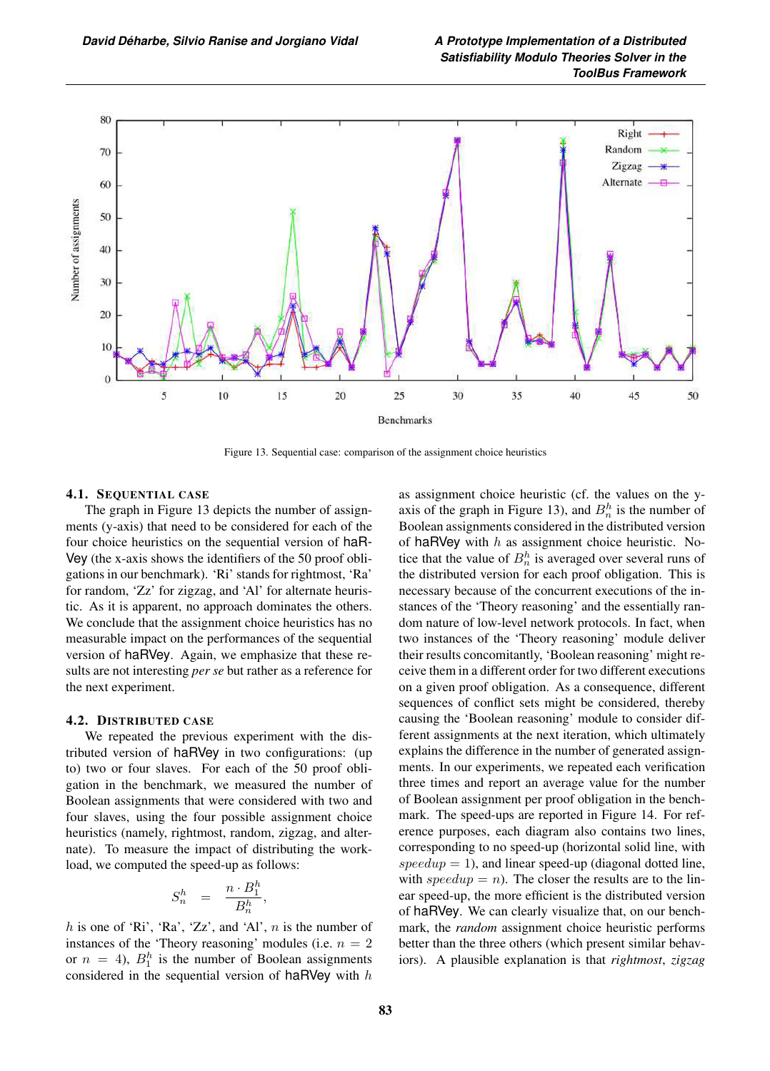Figure 13. Sequential case: comparison of the assignment choice heuristics

### 4.1. Sequential Case

The graph in Figure 13 depicts the number of assignments (y-axis) that need to be considered for each of the four choice heuristics on the sequential version of haRVey (the x-axis shows the identifiers of the 50 proof obligations in our benchmark). 'Ri' stands for rightmost, 'Ra' for random, 'Zz' for zigzag, and 'Al' for alternate heuristic. As it is apparent, no approach dominates the others. We conclude that the assignment choice heuristics has no measurable impact on the performances of the sequential version of haRVey. Again, we emphasize that these results are not interesting *per se* but rather as a reference for the next experiment.

### 4.2. Distributed Case

We repeated the previous experiment with the distributed version of haRVey in two configurations: (up to) two or four slaves. For each of the 50 proof obligation in the benchmark, we measured the number of Boolean assignments that were considered with two and four slaves, using the four possible assignment choice heuristics (namely, rightmost, random, zigzag, and alternate). To measure the impact of distributing the workload, we computed the speed-up as follows:

$$S_n^h = \frac{n \cdot B_1^h}{B_n^h},$$

$h$ is one of 'Ri', 'Ra', 'Zz', and 'Al', $n$ is the number of instances of the 'Theory reasoning' modules (i.e. $n = 2$ or $n = 4$), $B_1^h$ is the number of Boolean assignments considered in the sequential version of haRVey with $h$ as assignment choice heuristic (cf. the values on the y-axis of the graph in Figure 13), and $B_n^h$ is the number of Boolean assignments considered in the distributed version of haRVey with $h$ as assignment choice heuristic. Notice that the value of $B_n^h$ is averaged over several runs of the distributed version for each proof obligation. This is necessary because of the concurrent executions of the instances of the 'Theory reasoning' and the essentially random nature of low-level network protocols. In fact, when two instances of the 'Theory reasoning' module deliver their results concomitantly, 'Boolean reasoning' might receive them in a different order for two different executions on a given proof obligation. As a consequence, different sequences of conflict sets might be considered, thereby causing the 'Boolean reasoning' module to consider different assignments at the next iteration, which ultimately explains the difference in the number of generated assignments. In our experiments, we repeated each verification three times and report an average value for the number of Boolean assignment per proof obligation in the benchmark. The speed-ups are reported in Figure 14. For reference purposes, each diagram also contains two lines, corresponding to no speed-up (horizontal solid line, with $speedup = 1$), and linear speed-up (diagonal dotted line, with $speedup = n$). The closer the results are to the linear speed-up, the more efficient is the distributed version of haRVey. We can clearly visualize that, on our benchmark, the *random* assignment choice heuristic performs better than the three others (which present similar behaviors). A plausible explanation is that *rightmost*, *zigzag*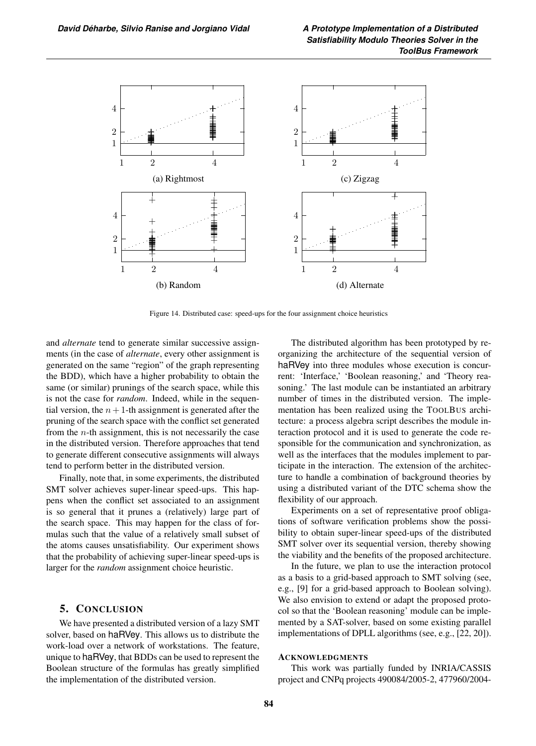(a) Rightmost

(c) Zigzag

(b) Random

(d) Alternate

Figure 14. Distributed case: speed-ups for the four assignment choice heuristics

and *alternate* tend to generate similar successive assignments (in the case of *alternate*, every other assignment is generated on the same "region" of the graph representing the BDD), which have a higher probability to obtain the same (or similar) prunings of the search space, while this is not the case for *random*. Indeed, while in the sequential version, the $n+1$-th assignment is generated after the pruning of the search space with the conflict set generated from the $n$-th assignment, this is not necessarily the case in the distributed version. Therefore approaches that tend to generate different consecutive assignments will always tend to perform better in the distributed version.

Finally, note that, in some experiments, the distributed SMT solver achieves super-linear speed-ups. This happens when the conflict set associated to an assignment is so general that it prunes a (relatively) large part of the search space. This may happen for the class of formulas such that the value of a relatively small subset of the atoms causes unsatisfiability. Our experiment shows that the probability of achieving super-linear speed-ups is larger for the *random* assignment choice heuristic.

## 5. Conclusion

We have presented a distributed version of a lazy SMT solver, based on haRVey. This allows us to distribute the work-load over a network of workstations. The feature, unique to haRVey, that BDDs can be used to represent the Boolean structure of the formulas has greatly simplified the implementation of the distributed version.

The distributed algorithm has been prototyped by reorganizing the architecture of the sequential version of haRVey into three modules whose execution is concurrent: 'Interface,' 'Boolean reasoning,' and 'Theory reasoning.' The last module can be instantiated an arbitrary number of times in the distributed version. The implementation has been realized using the ToolBus architecture: a process algebra script describes the module interaction protocol and it is used to generate the code responsible for the communication and synchronization, as well as the interfaces that the modules implement to participate in the interaction. The extension of the architecture to handle a combination of background theories by using a distributed variant of the DTC schema show the flexibility of our approach.

Experiments on a set of representative proof obligations of software verification problems show the possibility to obtain super-linear speed-ups of the distributed SMT solver over its sequential version, thereby showing the viability and the benefits of the proposed architecture.

In the future, we plan to use the interaction protocol as a basis to a grid-based approach to SMT solving (see, e.g., [9] for a grid-based approach to Boolean solving). We also envision to extend or adapt the proposed protocol so that the 'Boolean reasoning' module can be implemented by a SAT-solver, based on some existing parallel implementations of DPLL algorithms (see, e.g., [22, 20]).

### Acknowledgments

This work was partially funded by INRIA/CASSIS project and CNPq projects 490084/2005-2, 477960/2004-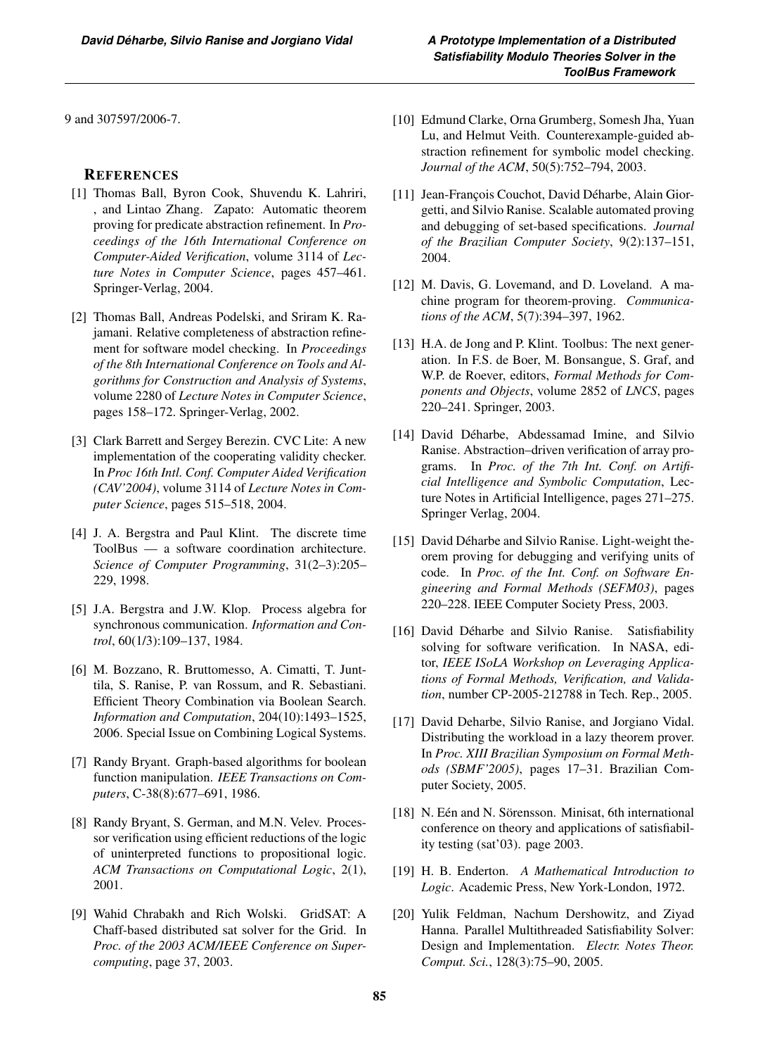9 and 307597/2006-7.

## REFERENCES

[1] Thomas Ball, Byron Cook, Shuvendu K. Lahriri, , and Lintao Zhang. Zapato: Automatic theorem proving for predicate abstraction refinement. In *Proceedings of the 16th International Conference on Computer-Aided Verification*, volume 3114 of *Lecture Notes in Computer Science*, pages 457–461. Springer-Verlag, 2004.

[2] Thomas Ball, Andreas Podelski, and Sriram K. Rajamani. Relative completeness of abstraction refinement for software model checking. In *Proceedings of the 8th International Conference on Tools and Algorithms for Construction and Analysis of Systems*, volume 2280 of *Lecture Notes in Computer Science*, pages 158–172. Springer-Verlag, 2002.

[3] Clark Barrett and Sergey Berezin. CVC Lite: A new implementation of the cooperating validity checker. In *Proc 16th Intl. Conf. Computer Aided Verification (CAV'2004)*, volume 3114 of *Lecture Notes in Computer Science*, pages 515–518, 2004.

[4] J. A. Bergstra and Paul Klint. The discrete time ToolBus — a software coordination architecture. *Science of Computer Programming*, 31(2–3):205–229, 1998.

[5] J.A. Bergstra and J.W. Klop. Process algebra for synchronous communication. *Information and Control*, 60(1/3):109–137, 1984.

[6] M. Bozzano, R. Bruttomesso, A. Cimatti, T. Junttila, S. Ranise, P. van Rossum, and R. Sebastiani. Efficient Theory Combination via Boolean Search. *Information and Computation*, 204(10):1493–1525, 2006. Special Issue on Combining Logical Systems.

[7] Randy Bryant. Graph-based algorithms for boolean function manipulation. *IEEE Transactions on Computers*, C-38(8):677–691, 1986.

[8] Randy Bryant, S. German, and M.N. Velev. Processor verification using efficient reductions of the logic of uninterpreted functions to propositional logic. *ACM Transactions on Computational Logic*, 2(1), 2001.

[9] Wahid Chrabakh and Rich Wolski. GridSAT: A Chaff-based distributed sat solver for the Grid. In *Proc. of the 2003 ACM/IEEE Conference on Supercomputing*, page 37, 2003.

[10] Edmund Clarke, Orna Grumberg, Somesh Jha, Yuan Lu, and Helmut Veith. Counterexample-guided abstraction refinement for symbolic model checking. *Journal of the ACM*, 50(5):752–794, 2003.

[11] Jean-François Couchot, David Déharbe, Alain Giorgetti, and Silvio Ranise. Scalable automated proving and debugging of set-based specifications. *Journal of the Brazilian Computer Society*, 9(2):137–151, 2004.

[12] M. Davis, G. Lovemand, and D. Loveland. A machine program for theorem-proving. *Communications of the ACM*, 5(7):394–397, 1962.

[13] H.A. de Jong and P. Klint. Toolbus: The next generation. In F.S. de Boer, M. Bonsangue, S. Graf, and W.P. de Roever, editors, *Formal Methods for Components and Objects*, volume 2852 of *LNCS*, pages 220–241. Springer, 2003.

[14] David Déharbe, Abdessamad Imine, and Silvio Ranise. Abstraction–driven verification of array programs. In *Proc. of the 7th Int. Conf. on Artificial Intelligence and Symbolic Computation*, Lecture Notes in Artificial Intelligence, pages 271–275. Springer Verlag, 2004.

[15] David Déharbe and Silvio Ranise. Light-weight theorem proving for debugging and verifying units of code. In *Proc. of the Int. Conf. on Software Engineering and Formal Methods (SEFM03)*, pages 220–228. IEEE Computer Society Press, 2003.

[16] David Déharbe and Silvio Ranise. Satisfiability solving for software verification. In NASA, editor, *IEEE ISoLA Workshop on Leveraging Applications of Formal Methods, Verification, and Validation*, number CP-2005-212788 in Tech. Rep., 2005.

[17] David Deharbe, Silvio Ranise, and Jorgiano Vidal. Distributing the workload in a lazy theorem prover. In *Proc. XIII Brazilian Symposium on Formal Methods (SBMF'2005)*, pages 17–31. Brazilian Computer Society, 2005.

[18] N. Eén and N. Sörensson. Minisat, 6th international conference on theory and applications of satisfiability testing (sat'03). page 2003.

[19] H. B. Enderton. *A Mathematical Introduction to Logic*. Academic Press, New York-London, 1972.

[20] Yulik Feldman, Nachum Dershowitz, and Ziyad Hanna. Parallel Multithreaded Satisfiability Solver: Design and Implementation. *Electr. Notes Theor. Comput. Sci.*, 128(3):75–90, 2005.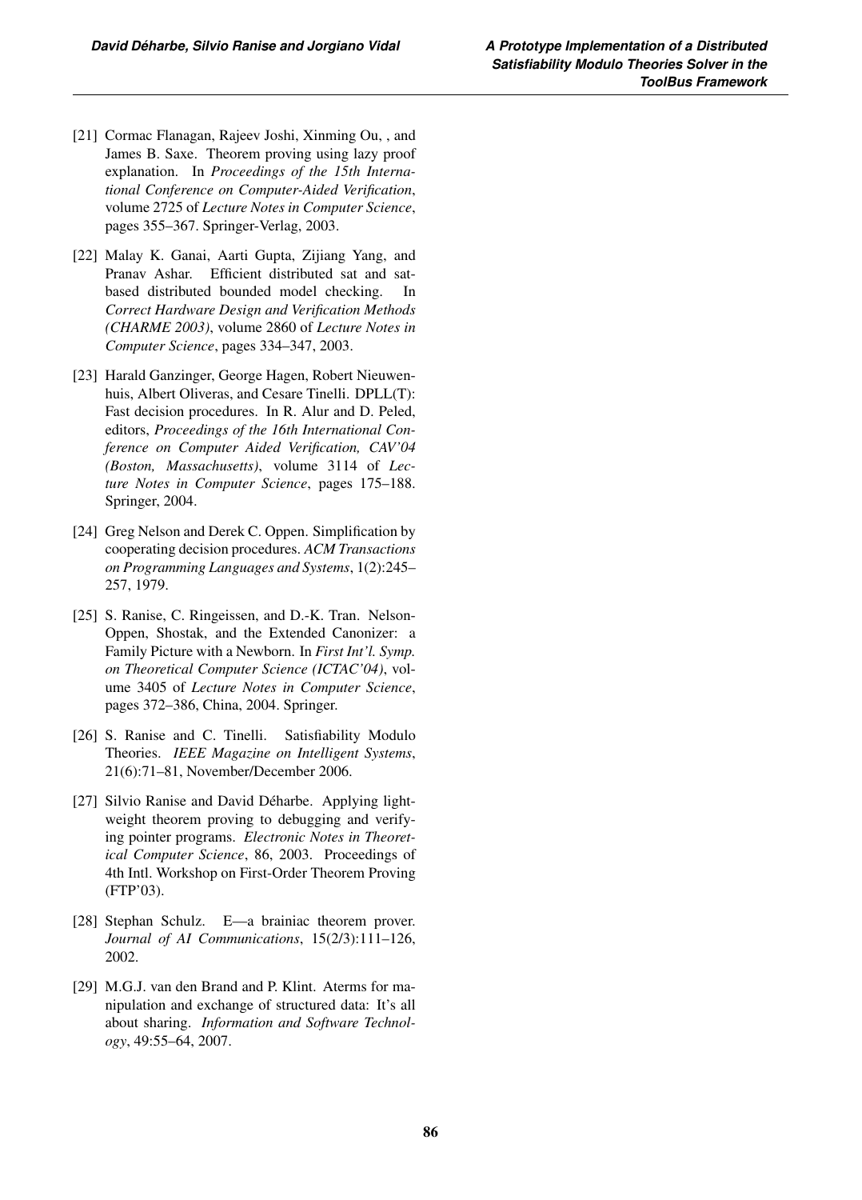[21] Cormac Flanagan, Rajeev Joshi, Xinming Ou, , and James B. Saxe. Theorem proving using lazy proof explanation. In *Proceedings of the 15th International Conference on Computer-Aided Verification*, volume 2725 of *Lecture Notes in Computer Science*, pages 355–367. Springer-Verlag, 2003.

[22] Malay K. Ganai, Aarti Gupta, Zijiang Yang, and Pranav Ashar. Efficient distributed sat and sat-based distributed bounded model checking. In *Correct Hardware Design and Verification Methods (CHARME 2003)*, volume 2860 of *Lecture Notes in Computer Science*, pages 334–347, 2003.

[23] Harald Ganzinger, George Hagen, Robert Nieuwenhuis, Albert Oliveras, and Cesare Tinelli. DPLL(T): Fast decision procedures. In R. Alur and D. Peled, editors, *Proceedings of the 16th International Conference on Computer Aided Verification, CAV'04 (Boston, Massachusetts)*, volume 3114 of *Lecture Notes in Computer Science*, pages 175–188. Springer, 2004.

[24] Greg Nelson and Derek C. Oppen. Simplification by cooperating decision procedures. *ACM Transactions on Programming Languages and Systems*, 1(2):245–257, 1979.

[25] S. Ranise, C. Ringeissen, and D.-K. Tran. Nelson-Oppen, Shostak, and the Extended Canonizer: a Family Picture with a Newborn. In *First Int'l. Symp. on Theoretical Computer Science (ICTAC'04)*, volume 3405 of *Lecture Notes in Computer Science*, pages 372–386, China, 2004. Springer.

[26] S. Ranise and C. Tinelli. Satisfiability Modulo Theories. *IEEE Magazine on Intelligent Systems*, 21(6):71–81, November/December 2006.

[27] Silvio Ranise and David Déharbe. Applying lightweight theorem proving to debugging and verifying pointer programs. *Electronic Notes in Theoretical Computer Science*, 86, 2003. Proceedings of 4th Intl. Workshop on First-Order Theorem Proving (FTP'03).

[28] Stephan Schulz. E—a brainiac theorem prover. *Journal of AI Communications*, 15(2/3):111–126, 2002.

[29] M.G.J. van den Brand and P. Klint. Aterms for manipulation and exchange of structured data: It's all about sharing. *Information and Software Technology*, 49:55–64, 2007.